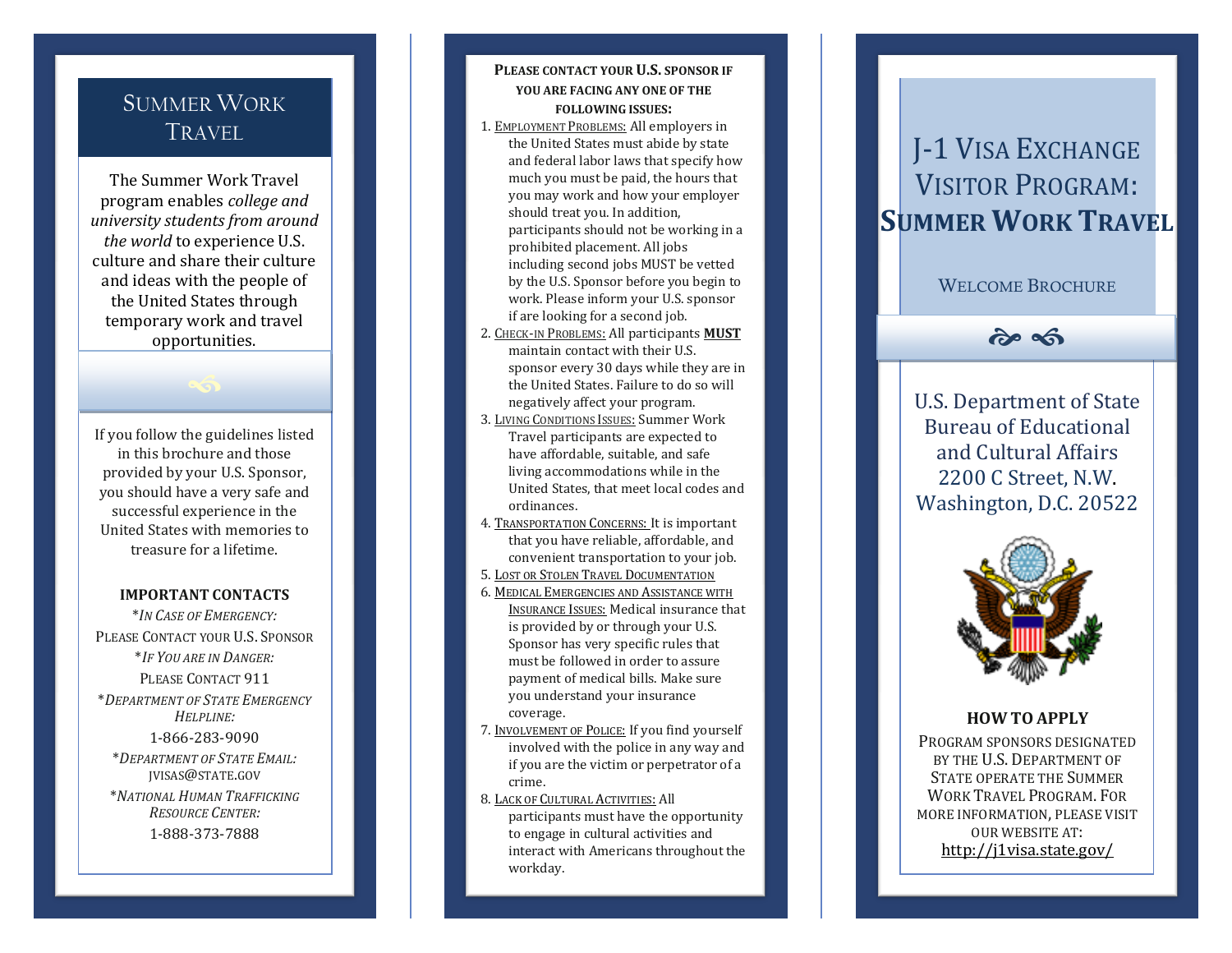# Summer Work Travel

The Summer Work Travel program enables *college and university students from around the world* to experience U.S. culture and share their culture and ideas with the people of the United States through temporary work and travel opportunities.

If you follow the guidelines listed in this brochure and those provided by your U.S. Sponsor, you should have a very safe and successful experience in the United States with memories to treasure for a lifetime.

### IMPORTANT CONTACTS

**In Case of Emergency:**
Please Contact your U.S. Sponsor

**If You are in Danger:**
Please Contact 911

**Department of State Emergency Helpline:**
1-866-283-9090

**Department of State Email:**
jvisas@state.gov

**National Human Trafficking Resource Center:**
1-888-373-7888

### Please contact your U.S. sponsor if you are facing any one of the following issues:

1. Employment Problems: All employers in the United States must abide by state and federal labor laws that specify how much you must be paid, the hours that you may work and how your employer should treat you. In addition, participants should not be working in a prohibited placement. All jobs including second jobs MUST be vetted by the U.S. Sponsor before you begin to work. Please inform your U.S. sponsor if are looking for a second job.
2. Check-in Problems: All participants **MUST** maintain contact with their U.S. sponsor every 30 days while they are in the United States. Failure to do so will negatively affect your program.
3. Living Conditions Issues: Summer Work Travel participants are expected to have affordable, suitable, and safe living accommodations while in the United States, that meet local codes and ordinances.
4. Transportation Concerns: It is important that you have reliable, affordable, and convenient transportation to your job.
5. Lost or Stolen Travel Documentation
6. Medical Emergencies and Assistance with Insurance Issues: Medical insurance that is provided by or through your U.S. Sponsor has very specific rules that must be followed in order to assure payment of medical bills. Make sure you understand your insurance coverage.
7. Involvement of Police: If you find yourself involved with the police in any way and if you are the victim or perpetrator of a crime.
8. Lack of Cultural Activities: All participants must have the opportunity to engage in cultural activities and interact with Americans throughout the workday.

# J-1 Visa Exchange Visitor Program: **Summer Work Travel**

Welcome Brochure

U.S. Department of State
Bureau of Educational and Cultural Affairs
2200 C Street, N.W.
Washington, D.C. 20522

### HOW TO APPLY

Program sponsors designated by the U.S. Department of State operate the Summer Work Travel Program. For more information, please visit our website at: http://j1visa.state.gov/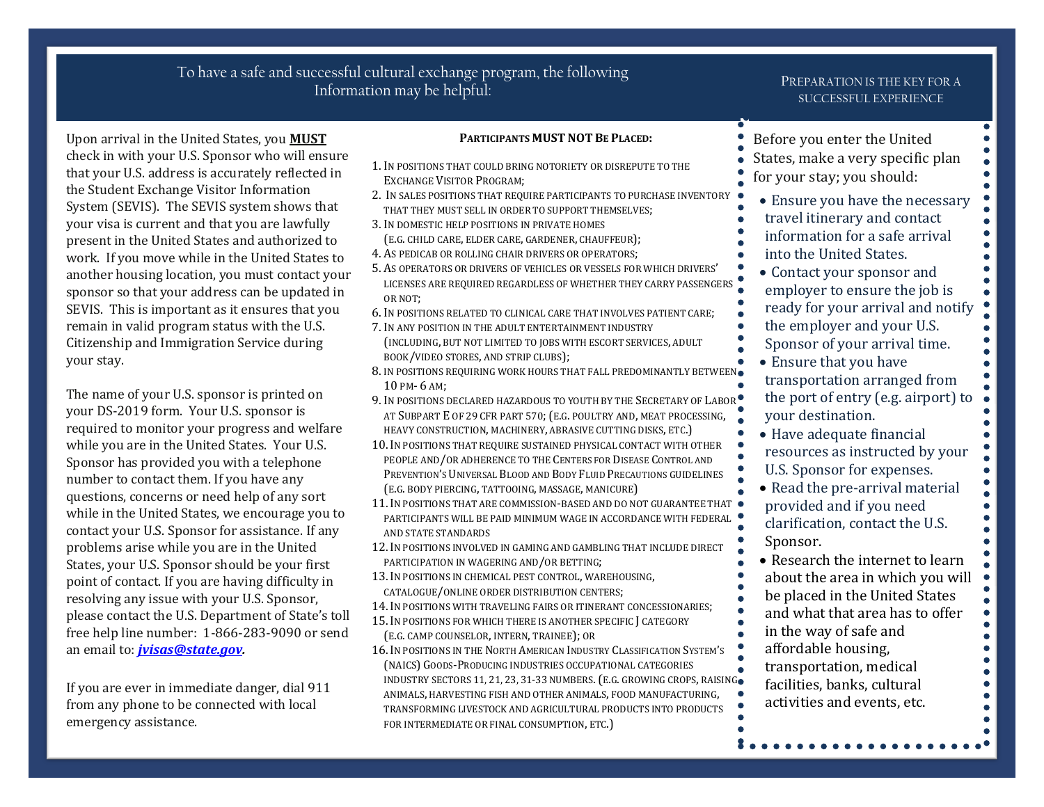To have a safe and successful cultural exchange program, the following Information may be helpful:

Preparation is the key for a successful experience

Upon arrival in the United States, you **MUST** check in with your U.S. Sponsor who will ensure that your U.S. address is accurately reflected in the Student Exchange Visitor Information System (SEVIS). The SEVIS system shows that your visa is current and that you are lawfully present in the United States and authorized to work. If you move while in the United States to another housing location, you must contact your sponsor so that your address can be updated in SEVIS. This is important as it ensures that you remain in valid program status with the U.S. Citizenship and Immigration Service during your stay.

The name of your U.S. sponsor is printed on your DS-2019 form. Your U.S. sponsor is required to monitor your progress and welfare while you are in the United States. Your U.S. Sponsor has provided you with a telephone number to contact them. If you have any questions, concerns or need help of any sort while in the United States, we encourage you to contact your U.S. Sponsor for assistance. If any problems arise while you are in the United States, your U.S. Sponsor should be your first point of contact. If you are having difficulty in resolving any issue with your U.S. Sponsor, please contact the U.S. Department of State's toll free help line number: 1-866-283-9090 or send an email to: ***jvisas@state.gov***.

If you are ever in immediate danger, dial 911 from any phone to be connected with local emergency assistance.

**Participants MUST NOT Be Placed:**

1. In positions that could bring notoriety or disrepute to the Exchange Visitor Program;
2. In sales positions that require participants to purchase inventory that they must sell in order to support themselves;
3. In domestic help positions in private homes (e.g. child care, elder care, gardener, chauffeur);
4. As pedicab or rolling chair drivers or operators;
5. As operators or drivers of vehicles or vessels for which drivers' licenses are required regardless of whether they carry passengers or not;
6. In positions related to clinical care that involves patient care;
7. In any position in the adult entertainment industry (including, but not limited to jobs with escort services, adult book/video stores, and strip clubs);
8. In positions requiring work hours that fall predominantly between 10 pm- 6 am;
9. In positions declared hazardous to youth by the Secretary of Labor at Subpart E of 29 CFR part 570; (e.g. poultry and, meat processing, heavy construction, machinery, abrasive cutting disks, etc.)
10. In positions that require sustained physical contact with other people and/or adherence to the Centers for Disease Control and Prevention's Universal Blood and Body Fluid Precautions guidelines (e.g. body piercing, tattooing, massage, manicure)
11. In positions that are commission-based and do not guarantee that participants will be paid minimum wage in accordance with federal and state standards
12. In positions involved in gaming and gambling that include direct participation in wagering and/or betting;
13. In positions in chemical pest control, warehousing, catalogue/online order distribution centers;
14. In positions with traveling fairs or itinerant concessionaries;
15. In positions for which there is another specific J category (e.g. camp counselor, intern, trainee); or
16. In positions in the North American Industry Classification System's (NAICS) Goods-Producing industries occupational categories industry sectors 11, 21, 23, 31-33 numbers. (e.g. growing crops, raising animals, harvesting fish and other animals, food manufacturing, transforming livestock and agricultural products into products for intermediate or final consumption, etc.)

Before you enter the United States, make a very specific plan for your stay; you should:

- Ensure you have the necessary travel itinerary and contact information for a safe arrival into the United States.
- Contact your sponsor and employer to ensure the job is ready for your arrival and notify the employer and your U.S. Sponsor of your arrival time.
- Ensure that you have transportation arranged from the port of entry (e.g. airport) to your destination.
- Have adequate financial resources as instructed by your U.S. Sponsor for expenses.
- Read the pre-arrival material provided and if you need clarification, contact the U.S. Sponsor.
- Research the internet to learn about the area in which you will be placed in the United States and what that area has to offer in the way of safe and affordable housing, transportation, medical facilities, banks, cultural activities and events, etc.